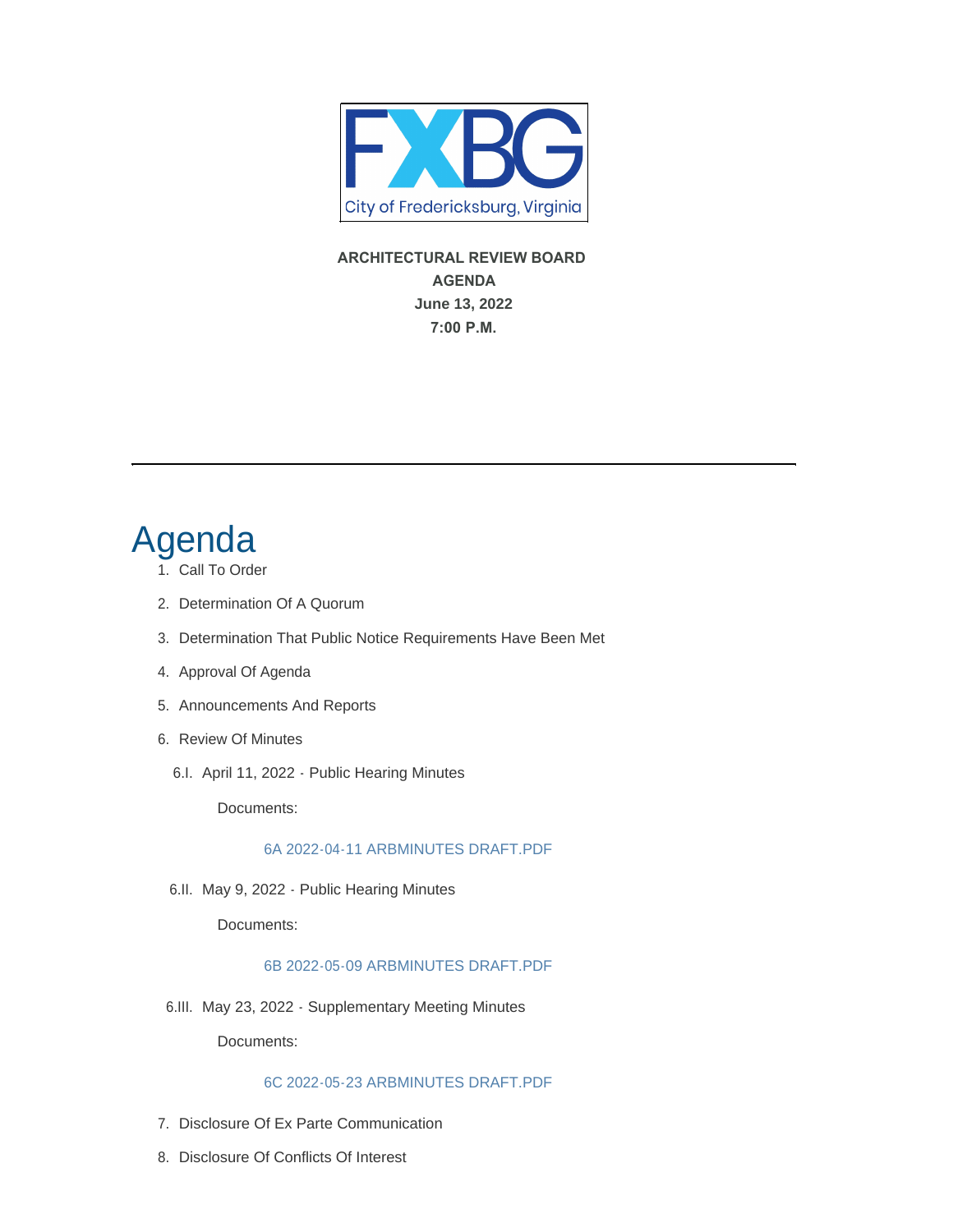FXBG
City of Fredericksburg, Virginia

**ARCHITECTURAL REVIEW BOARD**
**AGENDA**
**June 13, 2022**
**7:00 P.M.**

---

# Agenda

1. Call To Order
2. Determination Of A Quorum
3. Determination That Public Notice Requirements Have Been Met
4. Approval Of Agenda
5. Announcements And Reports
6. Review Of Minutes

   6.I. April 11, 2022 - Public Hearing Minutes

   Documents:

   6A 2022-04-11 ARBMINUTES DRAFT.PDF

   6.II. May 9, 2022 - Public Hearing Minutes

   Documents:

   6B 2022-05-09 ARBMINUTES DRAFT.PDF

   6.III. May 23, 2022 - Supplementary Meeting Minutes

   Documents:

   6C 2022-05-23 ARBMINUTES DRAFT.PDF

7. Disclosure Of Ex Parte Communication
8. Disclosure Of Conflicts Of Interest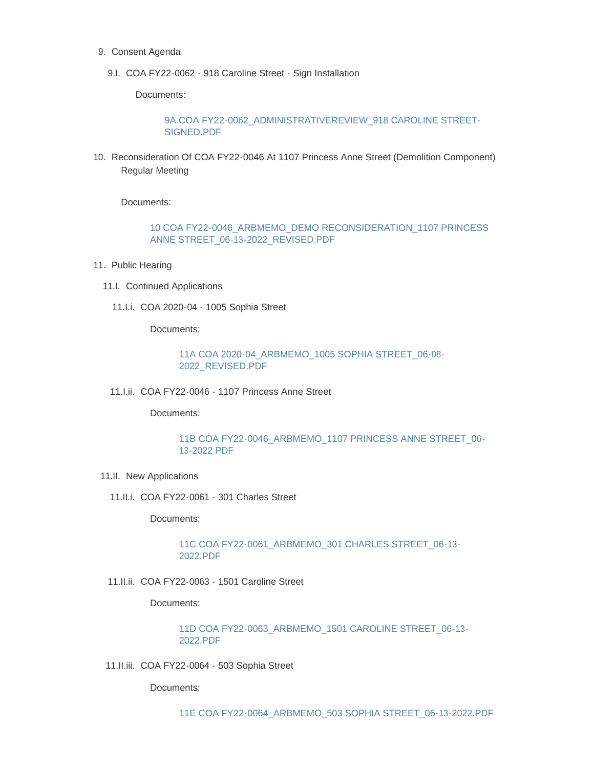9. Consent Agenda

   9.I. COA FY22-0062 - 918 Caroline Street - Sign Installation

   Documents:

   9A COA FY22-0062_ADMINISTRATIVEREVIEW_918 CAROLINE STREET-SIGNED.PDF

10. Reconsideration Of COA FY22-0046 At 1107 Princess Anne Street (Demolition Component)
    Regular Meeting

    Documents:

    10 COA FY22-0046_ARBMEMO_DEMO RECONSIDERATION_1107 PRINCESS ANNE STREET_06-13-2022_REVISED.PDF

11. Public Hearing

    11.I. Continued Applications

    11.I.i. COA 2020-04 - 1005 Sophia Street

    Documents:

    11A COA 2020-04_ARBMEMO_1005 SOPHIA STREET_06-08-2022_REVISED.PDF

    11.I.ii. COA FY22-0046 - 1107 Princess Anne Street

    Documents:

    11B COA FY22-0046_ARBMEMO_1107 PRINCESS ANNE STREET_06-13-2022.PDF

    11.II. New Applications

    11.II.i. COA FY22-0061 - 301 Charles Street

    Documents:

    11C COA FY22-0061_ARBMEMO_301 CHARLES STREET_06-13-2022.PDF

    11.II.ii. COA FY22-0063 - 1501 Caroline Street

    Documents:

    11D COA FY22-0063_ARBMEMO_1501 CAROLINE STREET_06-13-2022.PDF

    11.II.iii. COA FY22-0064 - 503 Sophia Street

    Documents:

    11E COA FY22-0064_ARBMEMO_503 SOPHIA STREET_06-13-2022.PDF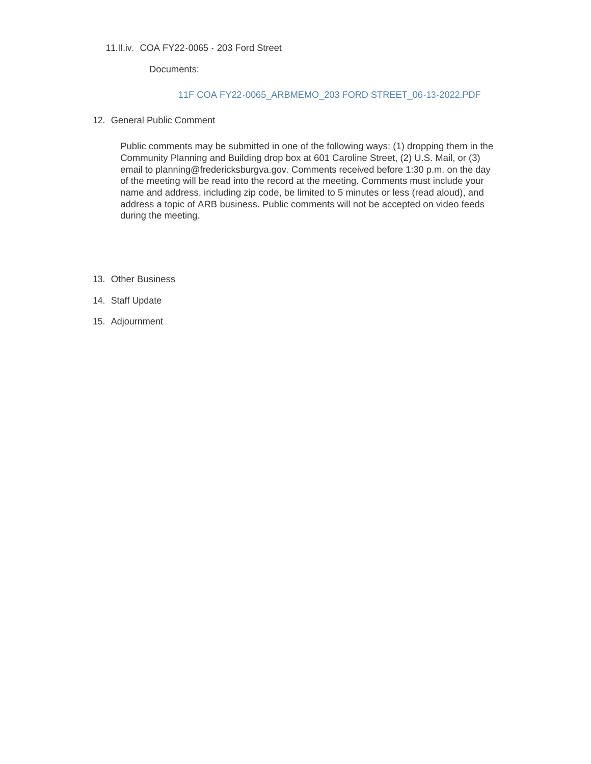11.II.iv. COA FY22-0065 - 203 Ford Street

Documents:

11F COA FY22-0065_ARBMEMO_203 FORD STREET_06-13-2022.PDF

12. General Public Comment

Public comments may be submitted in one of the following ways: (1) dropping them in the Community Planning and Building drop box at 601 Caroline Street, (2) U.S. Mail, or (3) email to planning@fredericksburgva.gov. Comments received before 1:30 p.m. on the day of the meeting will be read into the record at the meeting. Comments must include your name and address, including zip code, be limited to 5 minutes or less (read aloud), and address a topic of ARB business. Public comments will not be accepted on video feeds during the meeting.

13. Other Business
14. Staff Update
15. Adjournment